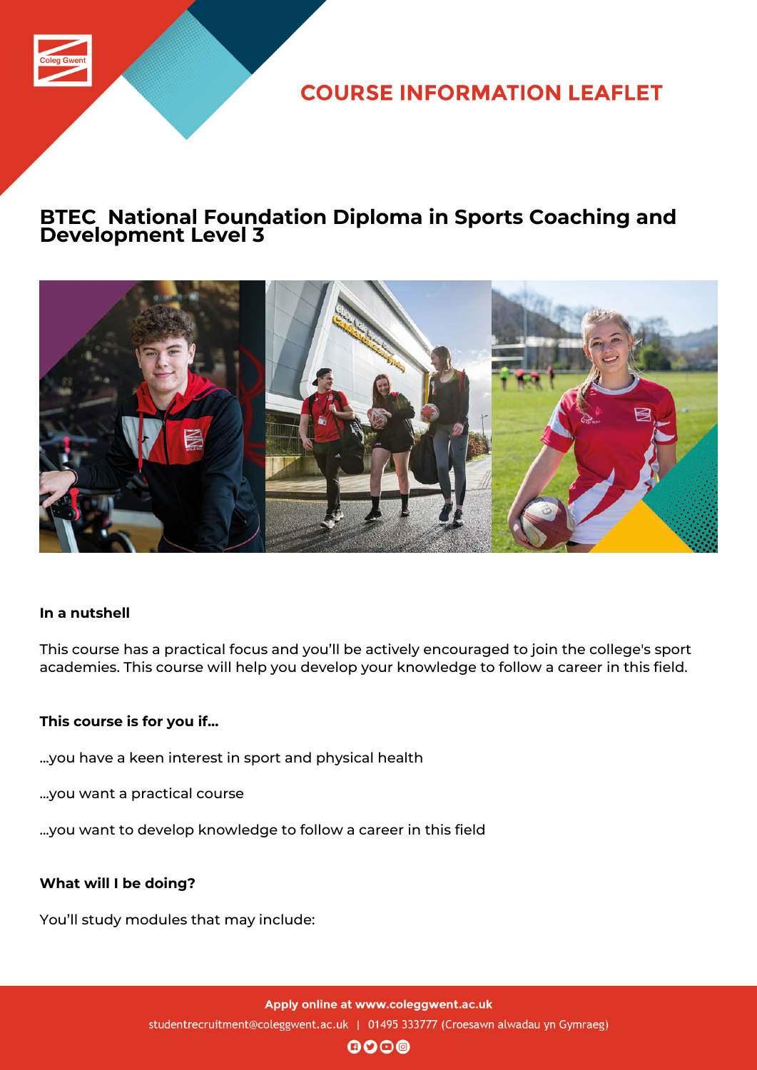COURSE INFORMATION LEAFLET

# BTEC National Foundation Diploma in Sports Coaching and Development Level 3

**In a nutshell**

This course has a practical focus and you'll be actively encouraged to join the college's sport academies. This course will help you develop your knowledge to follow a career in this field.

**This course is for you if...**

...you have a keen interest in sport and physical health

...you want a practical course

...you want to develop knowledge to follow a career in this field

**What will I be doing?**

You'll study modules that may include:

**Apply online at www.coleggwent.ac.uk**

studentrecruitment@coleggwent.ac.uk | 01495 333777 (Croesawn alwadau yn Gymraeg)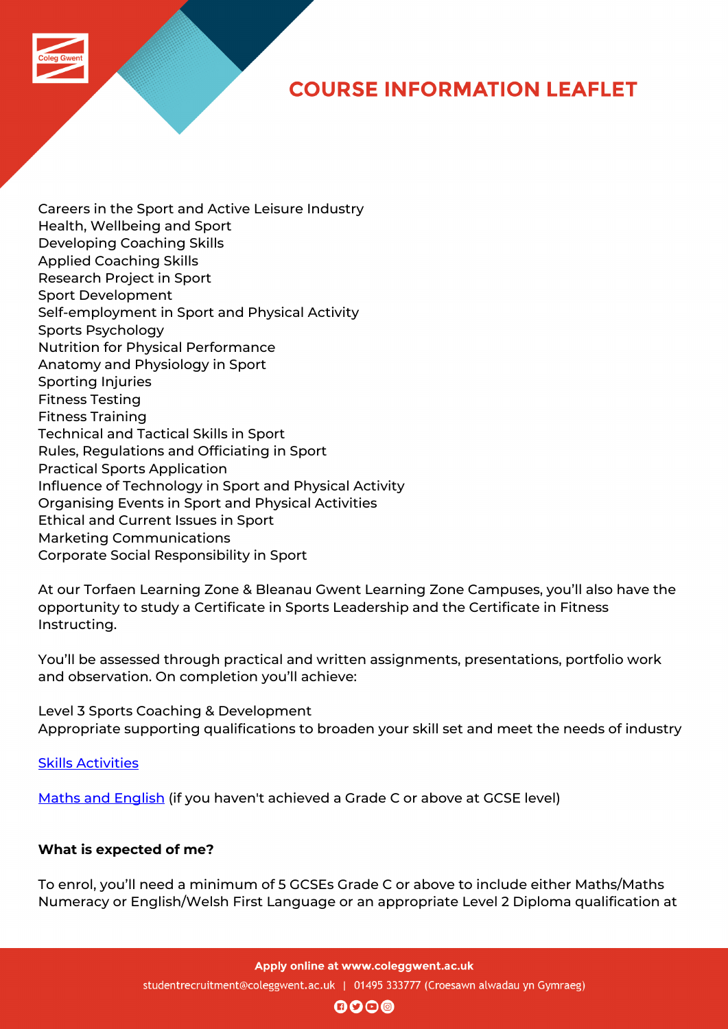Careers in the Sport and Active Leisure Industry
Health, Wellbeing and Sport
Developing Coaching Skills
Applied Coaching Skills
Research Project in Sport
Sport Development
Self-employment in Sport and Physical Activity
Sports Psychology
Nutrition for Physical Performance
Anatomy and Physiology in Sport
Sporting Injuries
Fitness Testing
Fitness Training
Technical and Tactical Skills in Sport
Rules, Regulations and Officiating in Sport
Practical Sports Application
Influence of Technology in Sport and Physical Activity
Organising Events in Sport and Physical Activities
Ethical and Current Issues in Sport
Marketing Communications
Corporate Social Responsibility in Sport

At our Torfaen Learning Zone & Bleanau Gwent Learning Zone Campuses, you'll also have the opportunity to study a Certificate in Sports Leadership and the Certificate in Fitness Instructing.

You'll be assessed through practical and written assignments, presentations, portfolio work and observation. On completion you'll achieve:

Level 3 Sports Coaching & Development
Appropriate supporting qualifications to broaden your skill set and meet the needs of industry

Skills Activities

Maths and English (if you haven't achieved a Grade C or above at GCSE level)

**What is expected of me?**

To enrol, you'll need a minimum of 5 GCSEs Grade C or above to include either Maths/Maths Numeracy or English/Welsh First Language or an appropriate Level 2 Diploma qualification at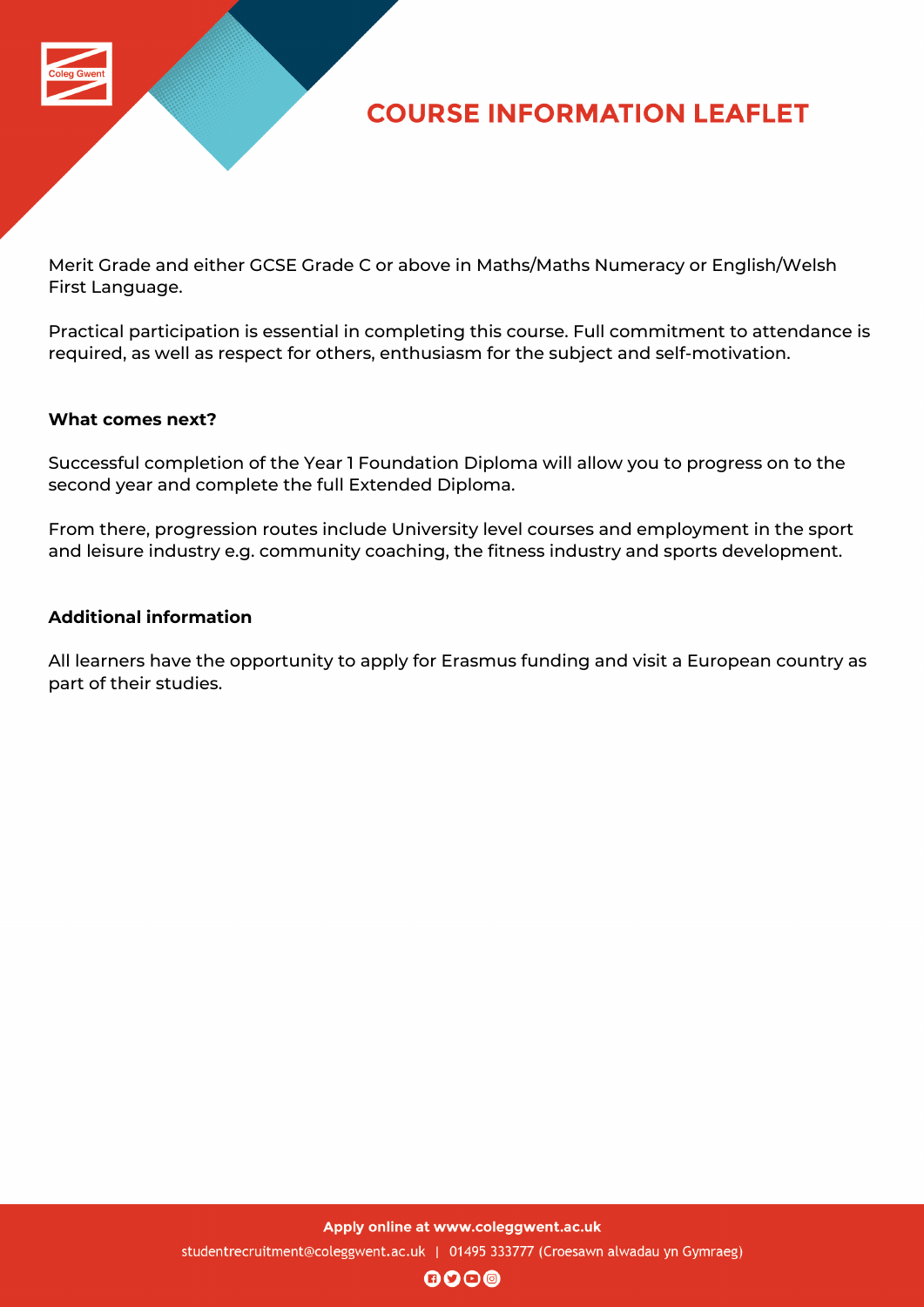# COURSE INFORMATION LEAFLET

Merit Grade and either GCSE Grade C or above in Maths/Maths Numeracy or English/Welsh First Language.

Practical participation is essential in completing this course. Full commitment to attendance is required, as well as respect for others, enthusiasm for the subject and self-motivation.

**What comes next?**

Successful completion of the Year 1 Foundation Diploma will allow you to progress on to the second year and complete the full Extended Diploma.

From there, progression routes include University level courses and employment in the sport and leisure industry e.g. community coaching, the fitness industry and sports development.

**Additional information**

All learners have the opportunity to apply for Erasmus funding and visit a European country as part of their studies.

**Apply online at www.coleggwent.ac.uk**

studentrecruitment@coleggwent.ac.uk | 01495 333777 (Croesawn alwadau yn Gymraeg)